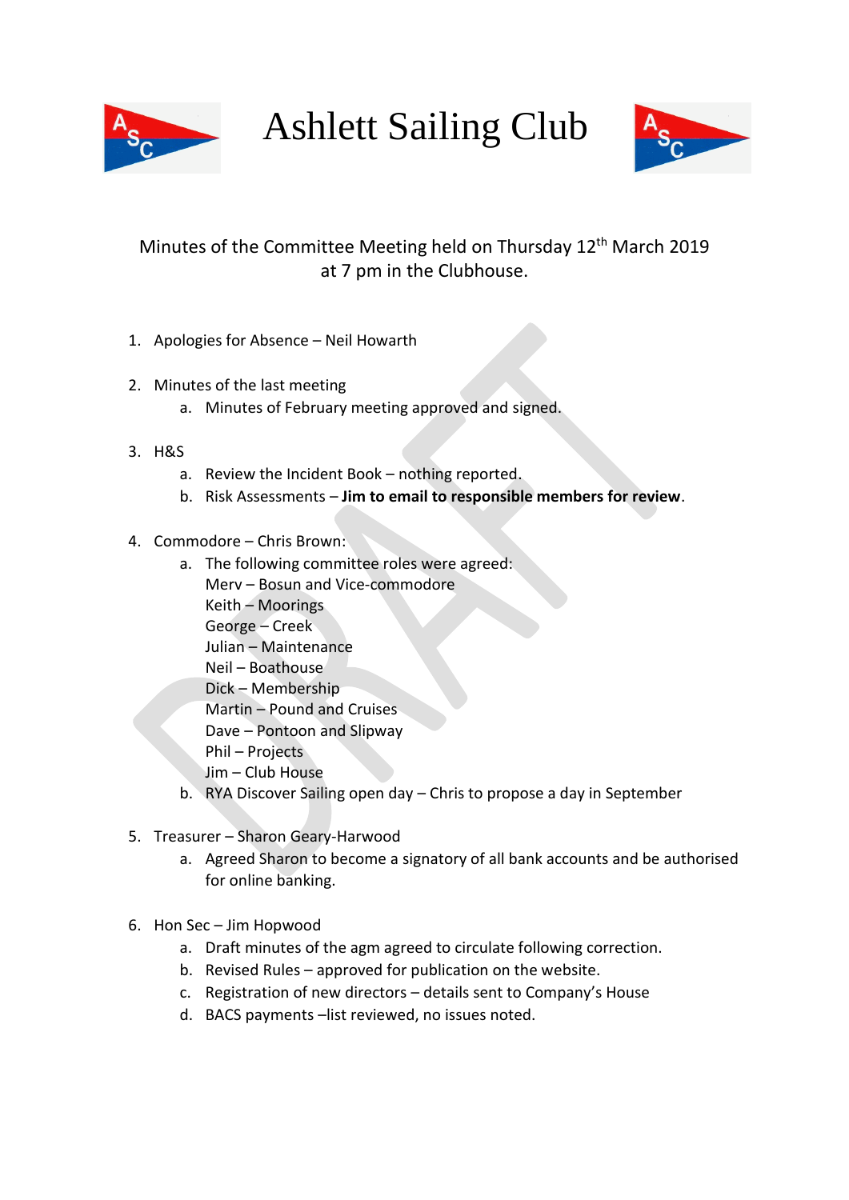# Ashlett Sailing Club

Minutes of the Committee Meeting held on Thursday 12th March 2019 at 7 pm in the Clubhouse.

1. Apologies for Absence – Neil Howarth

2. Minutes of the last meeting
   a. Minutes of February meeting approved and signed.

3. H&S
   a. Review the Incident Book – nothing reported.
   b. Risk Assessments – **Jim to email to responsible members for review**.

4. Commodore – Chris Brown:
   a. The following committee roles were agreed:
      Merv – Bosun and Vice-commodore
      Keith – Moorings
      George – Creek
      Julian – Maintenance
      Neil – Boathouse
      Dick – Membership
      Martin – Pound and Cruises
      Dave – Pontoon and Slipway
      Phil – Projects
      Jim – Club House
   b. RYA Discover Sailing open day – Chris to propose a day in September

5. Treasurer – Sharon Geary-Harwood
   a. Agreed Sharon to become a signatory of all bank accounts and be authorised for online banking.

6. Hon Sec – Jim Hopwood
   a. Draft minutes of the agm agreed to circulate following correction.
   b. Revised Rules – approved for publication on the website.
   c. Registration of new directors – details sent to Company's House
   d. BACS payments –list reviewed, no issues noted.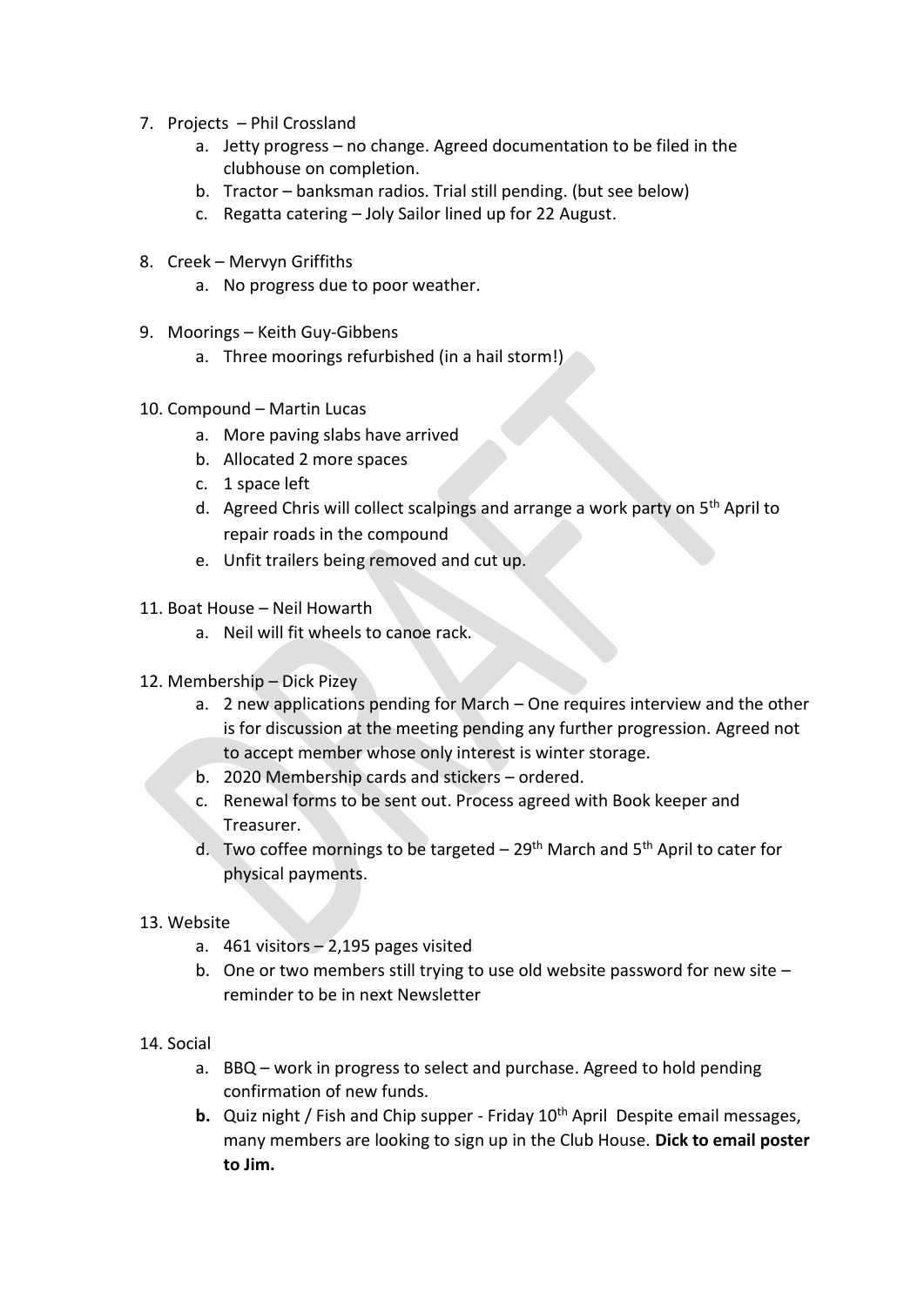7. Projects – Phil Crossland
    a. Jetty progress – no change. Agreed documentation to be filed in the clubhouse on completion.
    b. Tractor – banksman radios. Trial still pending. (but see below)
    c. Regatta catering – Joly Sailor lined up for 22 August.

8. Creek – Mervyn Griffiths
    a. No progress due to poor weather.

9. Moorings – Keith Guy-Gibbens
    a. Three moorings refurbished (in a hail storm!)

10. Compound – Martin Lucas
    a. More paving slabs have arrived
    b. Allocated 2 more spaces
    c. 1 space left
    d. Agreed Chris will collect scalpings and arrange a work party on 5th April to repair roads in the compound
    e. Unfit trailers being removed and cut up.

11. Boat House – Neil Howarth
    a. Neil will fit wheels to canoe rack.

12. Membership – Dick Pizey
    a. 2 new applications pending for March – One requires interview and the other is for discussion at the meeting pending any further progression. Agreed not to accept member whose only interest is winter storage.
    b. 2020 Membership cards and stickers – ordered.
    c. Renewal forms to be sent out. Process agreed with Book keeper and Treasurer.
    d. Two coffee mornings to be targeted – 29th March and 5th April to cater for physical payments.

13. Website
    a. 461 visitors – 2,195 pages visited
    b. One or two members still trying to use old website password for new site – reminder to be in next Newsletter

14. Social
    a. BBQ – work in progress to select and purchase. Agreed to hold pending confirmation of new funds.
    **b.** Quiz night / Fish and Chip supper - Friday 10th April Despite email messages, many members are looking to sign up in the Club House. **Dick to email poster to Jim.**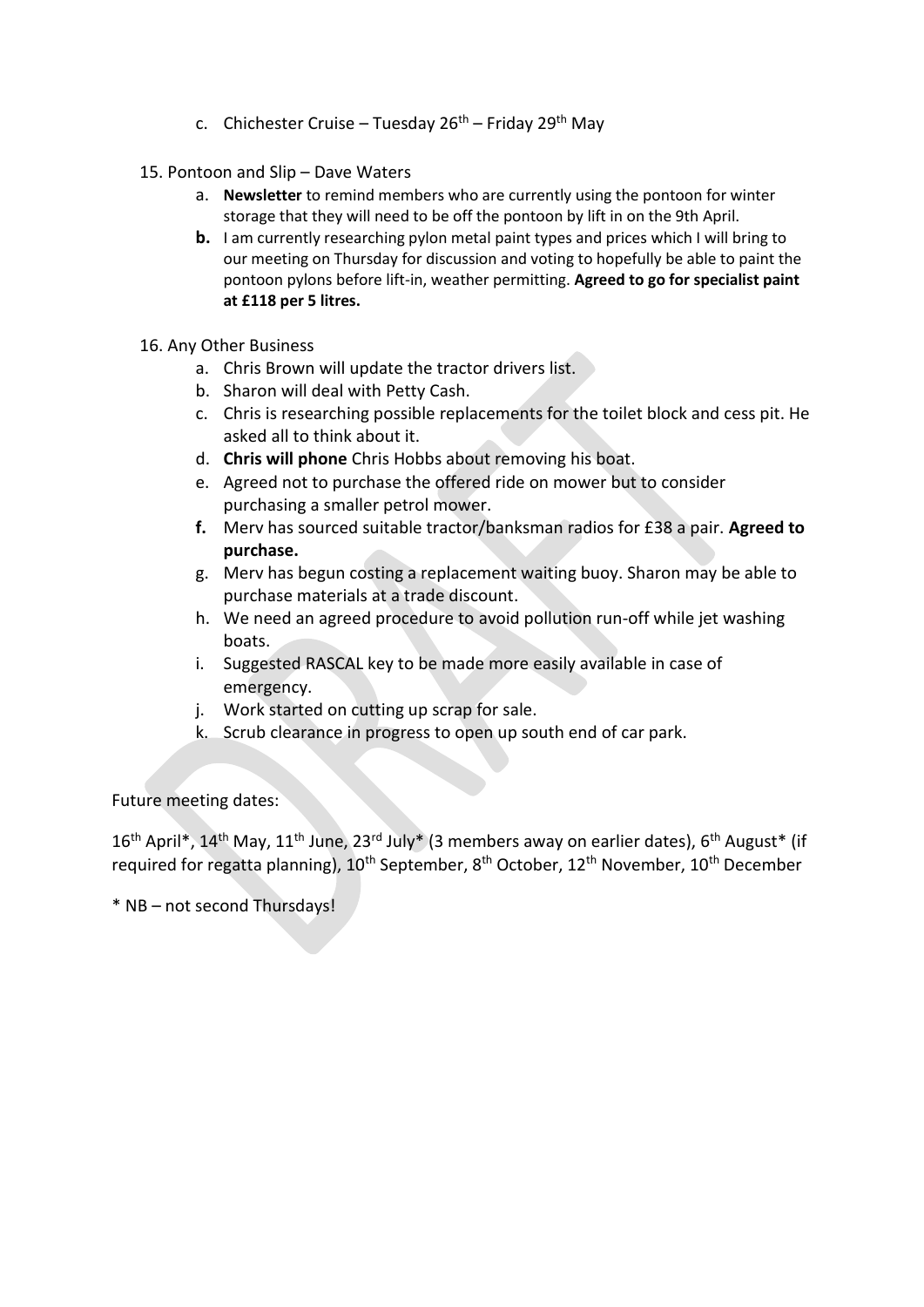c. Chichester Cruise – Tuesday 26th – Friday 29th May

15. Pontoon and Slip – Dave Waters
    a. **Newsletter** to remind members who are currently using the pontoon for winter storage that they will need to be off the pontoon by lift in on the 9th April.
    b. I am currently researching pylon metal paint types and prices which I will bring to our meeting on Thursday for discussion and voting to hopefully be able to paint the pontoon pylons before lift-in, weather permitting. **Agreed to go for specialist paint at £118 per 5 litres.**

16. Any Other Business
    a. Chris Brown will update the tractor drivers list.
    b. Sharon will deal with Petty Cash.
    c. Chris is researching possible replacements for the toilet block and cess pit. He asked all to think about it.
    d. **Chris will phone** Chris Hobbs about removing his boat.
    e. Agreed not to purchase the offered ride on mower but to consider purchasing a smaller petrol mower.
    f. Merv has sourced suitable tractor/banksman radios for £38 a pair. **Agreed to purchase.**
    g. Merv has begun costing a replacement waiting buoy. Sharon may be able to purchase materials at a trade discount.
    h. We need an agreed procedure to avoid pollution run-off while jet washing boats.
    i. Suggested RASCAL key to be made more easily available in case of emergency.
    j. Work started on cutting up scrap for sale.
    k. Scrub clearance in progress to open up south end of car park.

Future meeting dates:

16th April*, 14th May, 11th June, 23rd July* (3 members away on earlier dates), 6th August* (if required for regatta planning), 10th September, 8th October, 12th November, 10th December

* NB – not second Thursdays!